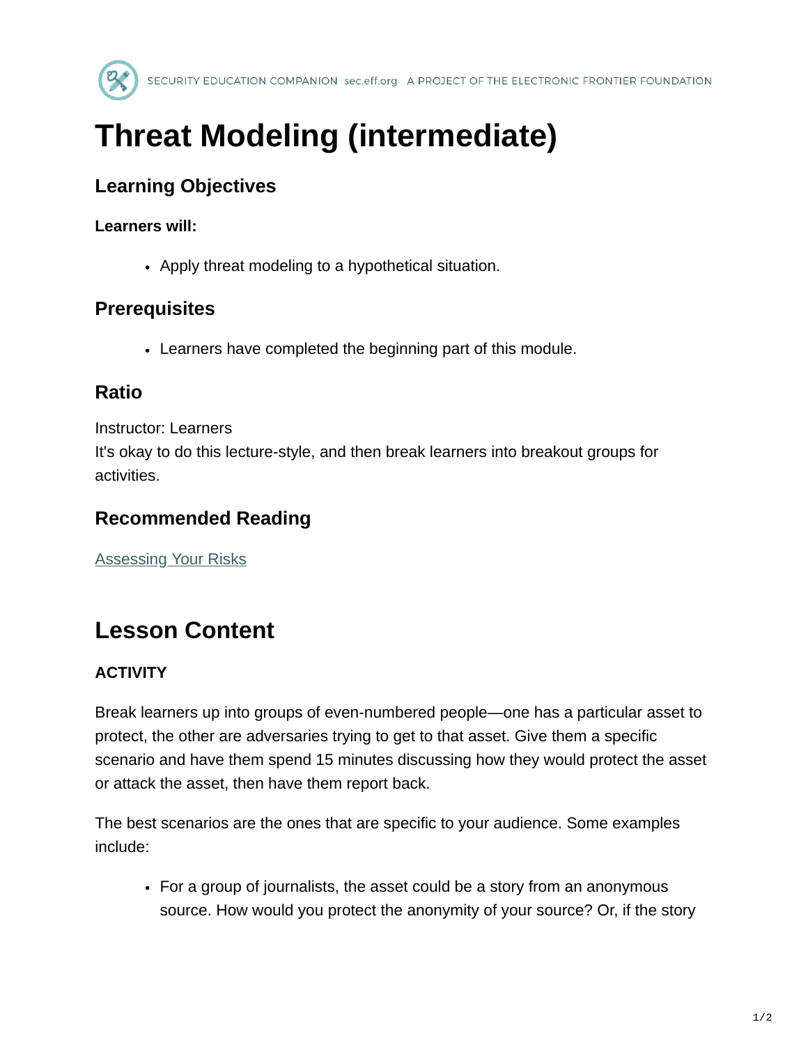# Threat Modeling (intermediate)

## Learning Objectives

**Learners will:**

- Apply threat modeling to a hypothetical situation.

## Prerequisites

- Learners have completed the beginning part of this module.

## Ratio

Instructor: Learners
It's okay to do this lecture-style, and then break learners into breakout groups for activities.

## Recommended Reading

[Assessing Your Risks]

# Lesson Content

### ACTIVITY

Break learners up into groups of even-numbered people—one has a particular asset to protect, the other are adversaries trying to get to that asset. Give them a specific scenario and have them spend 15 minutes discussing how they would protect the asset or attack the asset, then have them report back.

The best scenarios are the ones that are specific to your audience. Some examples include:

- For a group of journalists, the asset could be a story from an anonymous source. How would you protect the anonymity of your source? Or, if the story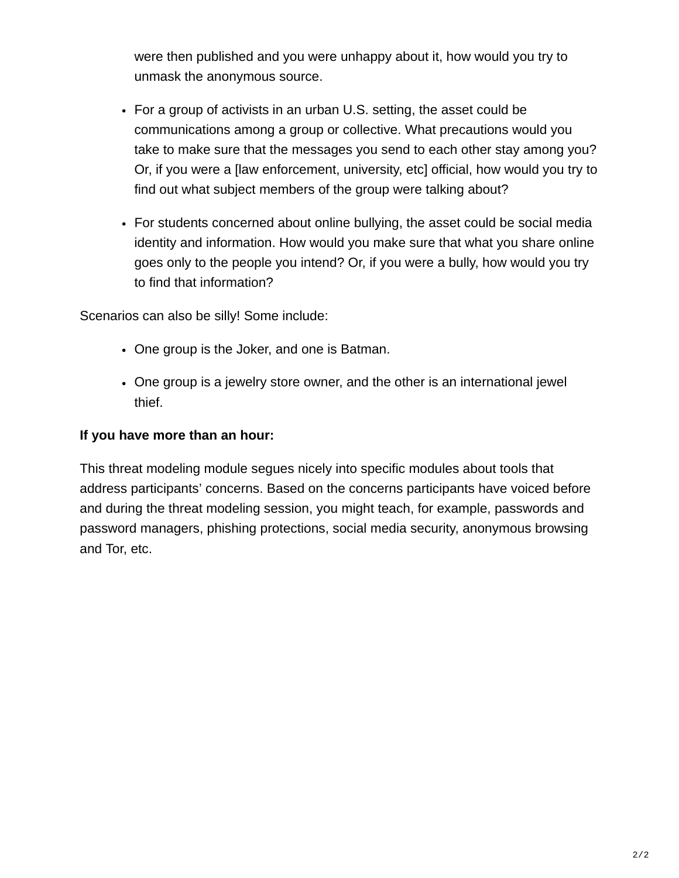were then published and you were unhappy about it, how would you try to unmask the anonymous source.

- For a group of activists in an urban U.S. setting, the asset could be communications among a group or collective. What precautions would you take to make sure that the messages you send to each other stay among you? Or, if you were a [law enforcement, university, etc] official, how would you try to find out what subject members of the group were talking about?
- For students concerned about online bullying, the asset could be social media identity and information. How would you make sure that what you share online goes only to the people you intend? Or, if you were a bully, how would you try to find that information?

Scenarios can also be silly! Some include:

- One group is the Joker, and one is Batman.
- One group is a jewelry store owner, and the other is an international jewel thief.

**If you have more than an hour:**

This threat modeling module segues nicely into specific modules about tools that address participants' concerns. Based on the concerns participants have voiced before and during the threat modeling session, you might teach, for example, passwords and password managers, phishing protections, social media security, anonymous browsing and Tor, etc.